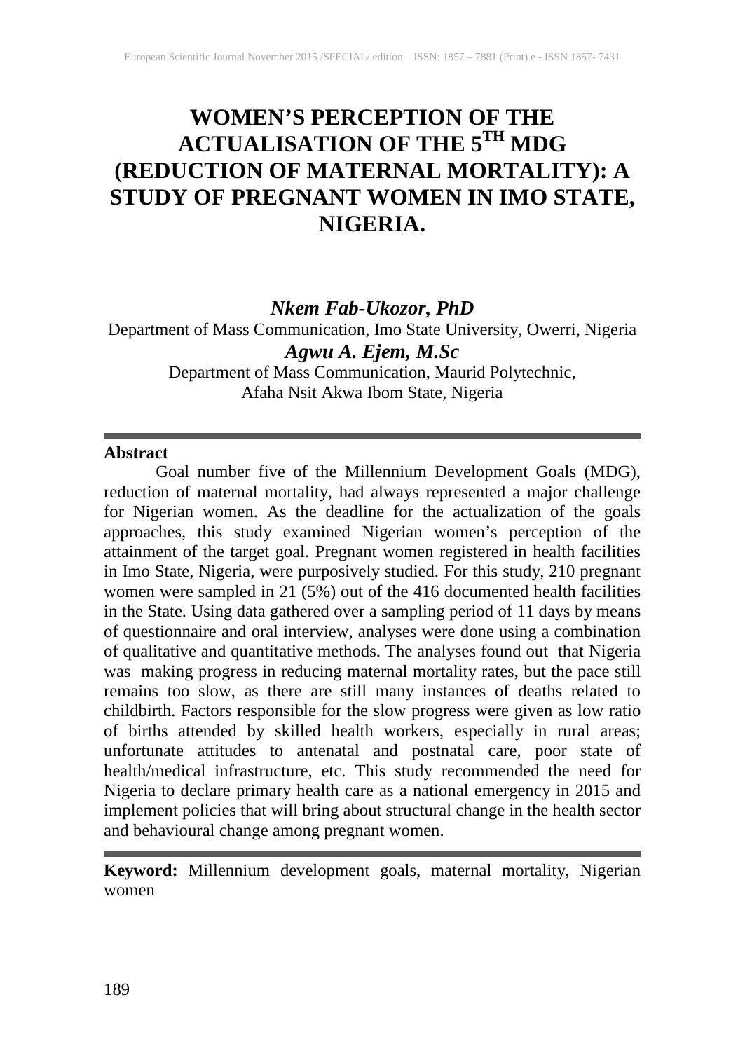# WOMEN'S PERCEPTION OF THE ACTUALISATION OF THE 5TH MDG (REDUCTION OF MATERNAL MORTALITY): A STUDY OF PREGNANT WOMEN IN IMO STATE, NIGERIA.

***Nkem Fab-Ukozor, PhD***

Department of Mass Communication, Imo State University, Owerri, Nigeria

***Agwu A. Ejem, M.Sc***

Department of Mass Communication, Maurid Polytechnic, Afaha Nsit Akwa Ibom State, Nigeria

---

**Abstract**

Goal number five of the Millennium Development Goals (MDG), reduction of maternal mortality, had always represented a major challenge for Nigerian women. As the deadline for the actualization of the goals approaches, this study examined Nigerian women's perception of the attainment of the target goal. Pregnant women registered in health facilities in Imo State, Nigeria, were purposively studied. For this study, 210 pregnant women were sampled in 21 (5%) out of the 416 documented health facilities in the State. Using data gathered over a sampling period of 11 days by means of questionnaire and oral interview, analyses were done using a combination of qualitative and quantitative methods. The analyses found out that Nigeria was making progress in reducing maternal mortality rates, but the pace still remains too slow, as there are still many instances of deaths related to childbirth. Factors responsible for the slow progress were given as low ratio of births attended by skilled health workers, especially in rural areas; unfortunate attitudes to antenatal and postnatal care, poor state of health/medical infrastructure, etc. This study recommended the need for Nigeria to declare primary health care as a national emergency in 2015 and implement policies that will bring about structural change in the health sector and behavioural change among pregnant women.

---

**Keyword:** Millennium development goals, maternal mortality, Nigerian women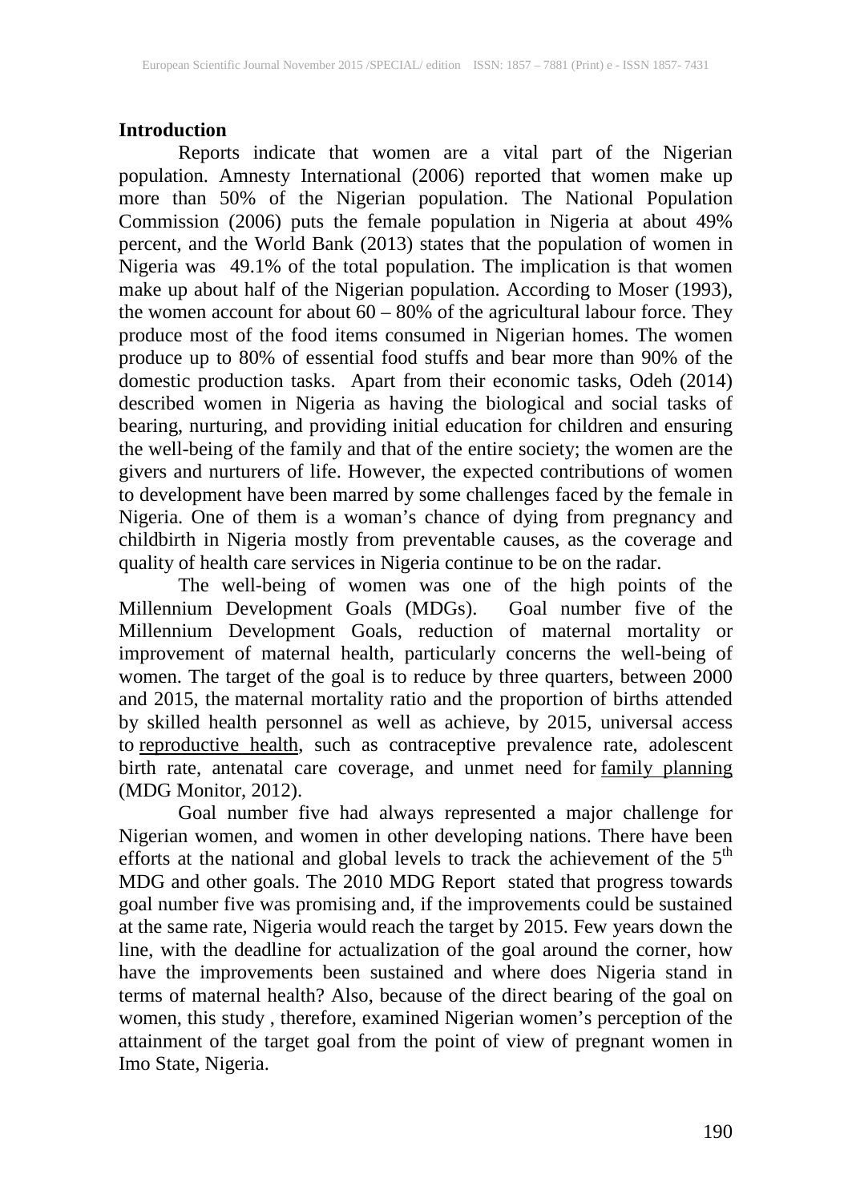## Introduction

Reports indicate that women are a vital part of the Nigerian population. Amnesty International (2006) reported that women make up more than 50% of the Nigerian population. The National Population Commission (2006) puts the female population in Nigeria at about 49% percent, and the World Bank (2013) states that the population of women in Nigeria was 49.1% of the total population. The implication is that women make up about half of the Nigerian population. According to Moser (1993), the women account for about 60 – 80% of the agricultural labour force. They produce most of the food items consumed in Nigerian homes. The women produce up to 80% of essential food stuffs and bear more than 90% of the domestic production tasks. Apart from their economic tasks, Odeh (2014) described women in Nigeria as having the biological and social tasks of bearing, nurturing, and providing initial education for children and ensuring the well-being of the family and that of the entire society; the women are the givers and nurturers of life. However, the expected contributions of women to development have been marred by some challenges faced by the female in Nigeria. One of them is a woman's chance of dying from pregnancy and childbirth in Nigeria mostly from preventable causes, as the coverage and quality of health care services in Nigeria continue to be on the radar.

The well-being of women was one of the high points of the Millennium Development Goals (MDGs). Goal number five of the Millennium Development Goals, reduction of maternal mortality or improvement of maternal health, particularly concerns the well-being of women. The target of the goal is to reduce by three quarters, between 2000 and 2015, the maternal mortality ratio and the proportion of births attended by skilled health personnel as well as achieve, by 2015, universal access to reproductive health, such as contraceptive prevalence rate, adolescent birth rate, antenatal care coverage, and unmet need for family planning (MDG Monitor, 2012).

Goal number five had always represented a major challenge for Nigerian women, and women in other developing nations. There have been efforts at the national and global levels to track the achievement of the 5th MDG and other goals. The 2010 MDG Report stated that progress towards goal number five was promising and, if the improvements could be sustained at the same rate, Nigeria would reach the target by 2015. Few years down the line, with the deadline for actualization of the goal around the corner, how have the improvements been sustained and where does Nigeria stand in terms of maternal health? Also, because of the direct bearing of the goal on women, this study , therefore, examined Nigerian women's perception of the attainment of the target goal from the point of view of pregnant women in Imo State, Nigeria.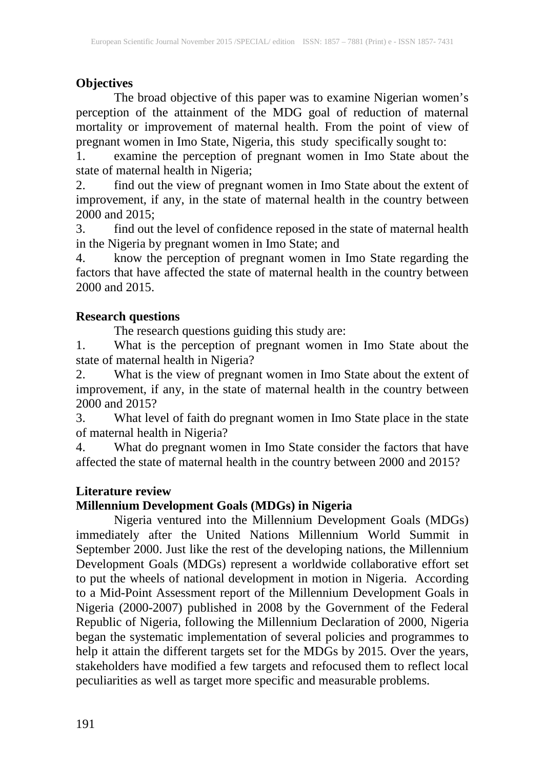**Objectives**

The broad objective of this paper was to examine Nigerian women's perception of the attainment of the MDG goal of reduction of maternal mortality or improvement of maternal health. From the point of view of pregnant women in Imo State, Nigeria, this study specifically sought to:

1. examine the perception of pregnant women in Imo State about the state of maternal health in Nigeria;
2. find out the view of pregnant women in Imo State about the extent of improvement, if any, in the state of maternal health in the country between 2000 and 2015;
3. find out the level of confidence reposed in the state of maternal health in the Nigeria by pregnant women in Imo State; and
4. know the perception of pregnant women in Imo State regarding the factors that have affected the state of maternal health in the country between 2000 and 2015.

**Research questions**

The research questions guiding this study are:

1. What is the perception of pregnant women in Imo State about the state of maternal health in Nigeria?
2. What is the view of pregnant women in Imo State about the extent of improvement, if any, in the state of maternal health in the country between 2000 and 2015?
3. What level of faith do pregnant women in Imo State place in the state of maternal health in Nigeria?
4. What do pregnant women in Imo State consider the factors that have affected the state of maternal health in the country between 2000 and 2015?

**Literature review**

**Millennium Development Goals (MDGs) in Nigeria**

Nigeria ventured into the Millennium Development Goals (MDGs) immediately after the United Nations Millennium World Summit in September 2000. Just like the rest of the developing nations, the Millennium Development Goals (MDGs) represent a worldwide collaborative effort set to put the wheels of national development in motion in Nigeria. According to a Mid-Point Assessment report of the Millennium Development Goals in Nigeria (2000-2007) published in 2008 by the Government of the Federal Republic of Nigeria, following the Millennium Declaration of 2000, Nigeria began the systematic implementation of several policies and programmes to help it attain the different targets set for the MDGs by 2015. Over the years, stakeholders have modified a few targets and refocused them to reflect local peculiarities as well as target more specific and measurable problems.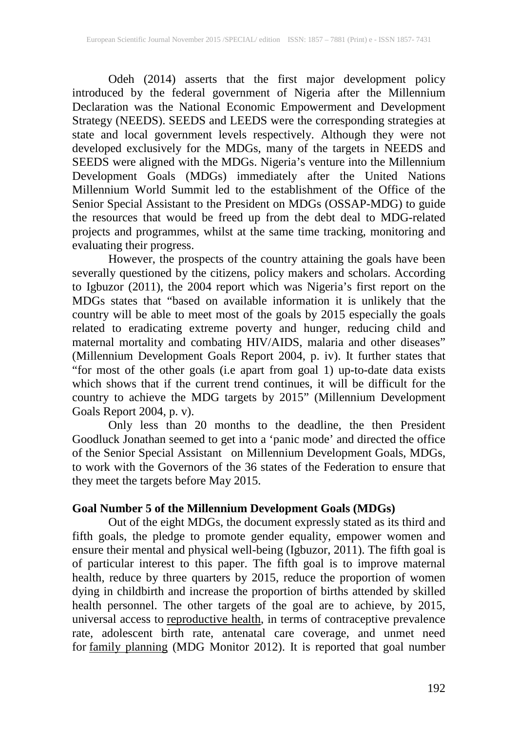Odeh (2014) asserts that the first major development policy introduced by the federal government of Nigeria after the Millennium Declaration was the National Economic Empowerment and Development Strategy (NEEDS). SEEDS and LEEDS were the corresponding strategies at state and local government levels respectively. Although they were not developed exclusively for the MDGs, many of the targets in NEEDS and SEEDS were aligned with the MDGs. Nigeria's venture into the Millennium Development Goals (MDGs) immediately after the United Nations Millennium World Summit led to the establishment of the Office of the Senior Special Assistant to the President on MDGs (OSSAP-MDG) to guide the resources that would be freed up from the debt deal to MDG-related projects and programmes, whilst at the same time tracking, monitoring and evaluating their progress.

However, the prospects of the country attaining the goals have been severally questioned by the citizens, policy makers and scholars. According to Igbuzor (2011), the 2004 report which was Nigeria's first report on the MDGs states that "based on available information it is unlikely that the country will be able to meet most of the goals by 2015 especially the goals related to eradicating extreme poverty and hunger, reducing child and maternal mortality and combating HIV/AIDS, malaria and other diseases" (Millennium Development Goals Report 2004, p. iv). It further states that "for most of the other goals (i.e apart from goal 1) up-to-date data exists which shows that if the current trend continues, it will be difficult for the country to achieve the MDG targets by 2015" (Millennium Development Goals Report 2004, p. v).

Only less than 20 months to the deadline, the then President Goodluck Jonathan seemed to get into a 'panic mode' and directed the office of the Senior Special Assistant on Millennium Development Goals, MDGs, to work with the Governors of the 36 states of the Federation to ensure that they meet the targets before May 2015.

**Goal Number 5 of the Millennium Development Goals (MDGs)**

Out of the eight MDGs, the document expressly stated as its third and fifth goals, the pledge to promote gender equality, empower women and ensure their mental and physical well-being (Igbuzor, 2011). The fifth goal is of particular interest to this paper. The fifth goal is to improve maternal health, reduce by three quarters by 2015, reduce the proportion of women dying in childbirth and increase the proportion of births attended by skilled health personnel. The other targets of the goal are to achieve, by 2015, universal access to reproductive health, in terms of contraceptive prevalence rate, adolescent birth rate, antenatal care coverage, and unmet need for family planning (MDG Monitor 2012). It is reported that goal number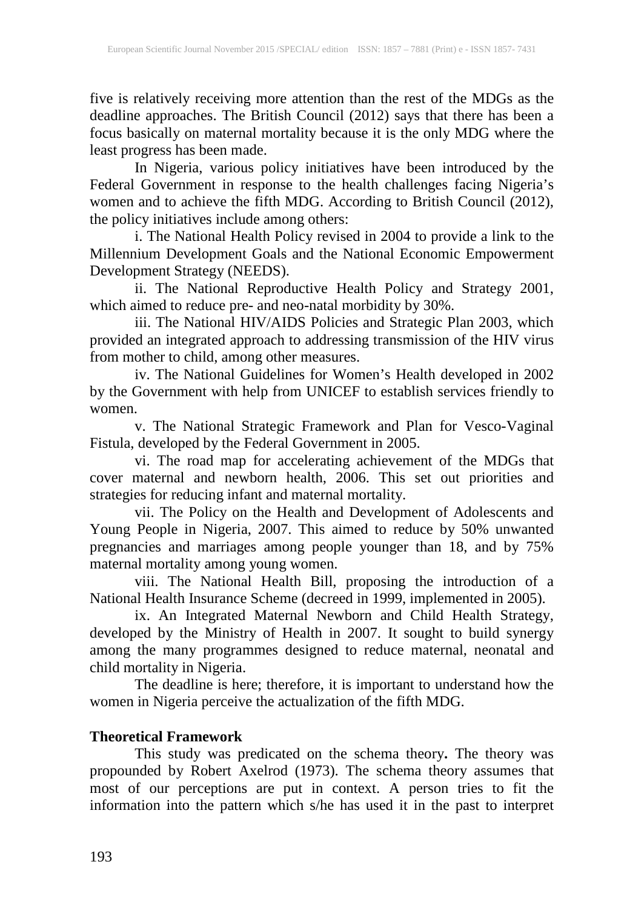five is relatively receiving more attention than the rest of the MDGs as the deadline approaches. The British Council (2012) says that there has been a focus basically on maternal mortality because it is the only MDG where the least progress has been made.

In Nigeria, various policy initiatives have been introduced by the Federal Government in response to the health challenges facing Nigeria's women and to achieve the fifth MDG. According to British Council (2012), the policy initiatives include among others:

i. The National Health Policy revised in 2004 to provide a link to the Millennium Development Goals and the National Economic Empowerment Development Strategy (NEEDS).

ii. The National Reproductive Health Policy and Strategy 2001, which aimed to reduce pre- and neo-natal morbidity by 30%.

iii. The National HIV/AIDS Policies and Strategic Plan 2003, which provided an integrated approach to addressing transmission of the HIV virus from mother to child, among other measures.

iv. The National Guidelines for Women's Health developed in 2002 by the Government with help from UNICEF to establish services friendly to women.

v. The National Strategic Framework and Plan for Vesco-Vaginal Fistula, developed by the Federal Government in 2005.

vi. The road map for accelerating achievement of the MDGs that cover maternal and newborn health, 2006. This set out priorities and strategies for reducing infant and maternal mortality.

vii. The Policy on the Health and Development of Adolescents and Young People in Nigeria, 2007. This aimed to reduce by 50% unwanted pregnancies and marriages among people younger than 18, and by 75% maternal mortality among young women.

viii. The National Health Bill, proposing the introduction of a National Health Insurance Scheme (decreed in 1999, implemented in 2005).

ix. An Integrated Maternal Newborn and Child Health Strategy, developed by the Ministry of Health in 2007. It sought to build synergy among the many programmes designed to reduce maternal, neonatal and child mortality in Nigeria.

The deadline is here; therefore, it is important to understand how the women in Nigeria perceive the actualization of the fifth MDG.

## Theoretical Framework

This study was predicated on the schema theory**.** The theory was propounded by Robert Axelrod (1973). The schema theory assumes that most of our perceptions are put in context. A person tries to fit the information into the pattern which s/he has used it in the past to interpret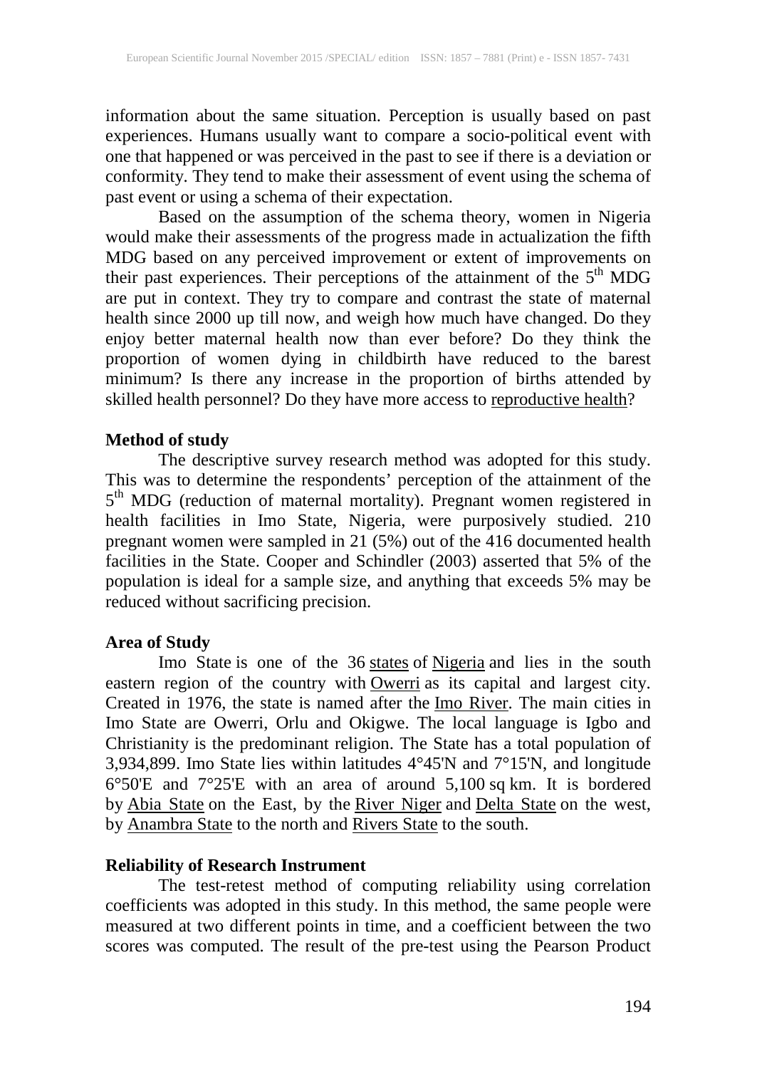information about the same situation. Perception is usually based on past experiences. Humans usually want to compare a socio-political event with one that happened or was perceived in the past to see if there is a deviation or conformity. They tend to make their assessment of event using the schema of past event or using a schema of their expectation.

Based on the assumption of the schema theory, women in Nigeria would make their assessments of the progress made in actualization the fifth MDG based on any perceived improvement or extent of improvements on their past experiences. Their perceptions of the attainment of the 5th MDG are put in context. They try to compare and contrast the state of maternal health since 2000 up till now, and weigh how much have changed. Do they enjoy better maternal health now than ever before? Do they think the proportion of women dying in childbirth have reduced to the barest minimum? Is there any increase in the proportion of births attended by skilled health personnel? Do they have more access to reproductive health?

**Method of study**

The descriptive survey research method was adopted for this study. This was to determine the respondents' perception of the attainment of the 5th MDG (reduction of maternal mortality). Pregnant women registered in health facilities in Imo State, Nigeria, were purposively studied. 210 pregnant women were sampled in 21 (5%) out of the 416 documented health facilities in the State. Cooper and Schindler (2003) asserted that 5% of the population is ideal for a sample size, and anything that exceeds 5% may be reduced without sacrificing precision.

**Area of Study**

Imo State is one of the 36 states of Nigeria and lies in the south eastern region of the country with Owerri as its capital and largest city. Created in 1976, the state is named after the Imo River. The main cities in Imo State are Owerri, Orlu and Okigwe. The local language is Igbo and Christianity is the predominant religion. The State has a total population of 3,934,899. Imo State lies within latitudes 4°45'N and 7°15'N, and longitude 6°50'E and 7°25'E with an area of around 5,100 sq km. It is bordered by Abia State on the East, by the River Niger and Delta State on the west, by Anambra State to the north and Rivers State to the south.

**Reliability of Research Instrument**

The test-retest method of computing reliability using correlation coefficients was adopted in this study. In this method, the same people were measured at two different points in time, and a coefficient between the two scores was computed. The result of the pre-test using the Pearson Product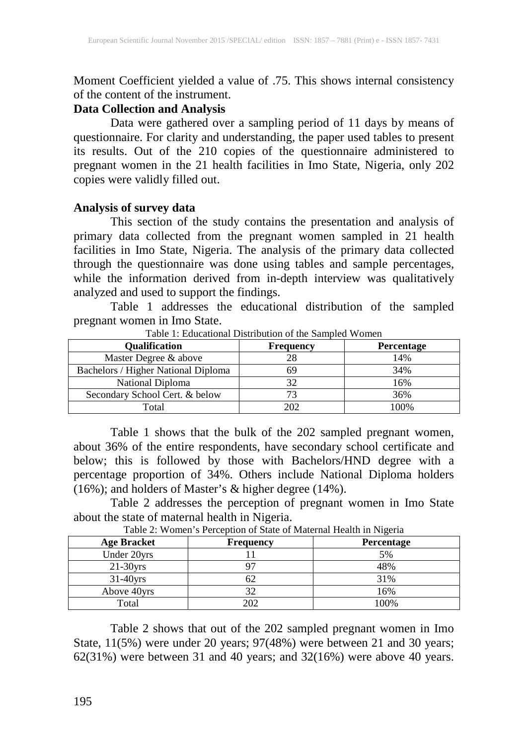Moment Coefficient yielded a value of .75. This shows internal consistency of the content of the instrument.

**Data Collection and Analysis**

Data were gathered over a sampling period of 11 days by means of questionnaire. For clarity and understanding, the paper used tables to present its results. Out of the 210 copies of the questionnaire administered to pregnant women in the 21 health facilities in Imo State, Nigeria, only 202 copies were validly filled out.

**Analysis of survey data**

This section of the study contains the presentation and analysis of primary data collected from the pregnant women sampled in 21 health facilities in Imo State, Nigeria. The analysis of the primary data collected through the questionnaire was done using tables and sample percentages, while the information derived from in-depth interview was qualitatively analyzed and used to support the findings.

Table 1 addresses the educational distribution of the sampled pregnant women in Imo State.

Table 1: Educational Distribution of the Sampled Women

| Qualification | Frequency | Percentage |
|---|---|---|
| Master Degree & above | 28 | 14% |
| Bachelors / Higher National Diploma | 69 | 34% |
| National Diploma | 32 | 16% |
| Secondary School Cert. & below | 73 | 36% |
| Total | 202 | 100% |

Table 1 shows that the bulk of the 202 sampled pregnant women, about 36% of the entire respondents, have secondary school certificate and below; this is followed by those with Bachelors/HND degree with a percentage proportion of 34%. Others include National Diploma holders (16%); and holders of Master's & higher degree (14%).

Table 2 addresses the perception of pregnant women in Imo State about the state of maternal health in Nigeria.

Table 2: Women's Perception of State of Maternal Health in Nigeria

| Age Bracket | Frequency | Percentage |
|---|---|---|
| Under 20yrs | 11 | 5% |
| 21-30yrs | 97 | 48% |
| 31-40yrs | 62 | 31% |
| Above 40yrs | 32 | 16% |
| Total | 202 | 100% |

Table 2 shows that out of the 202 sampled pregnant women in Imo State, 11(5%) were under 20 years; 97(48%) were between 21 and 30 years; 62(31%) were between 31 and 40 years; and 32(16%) were above 40 years.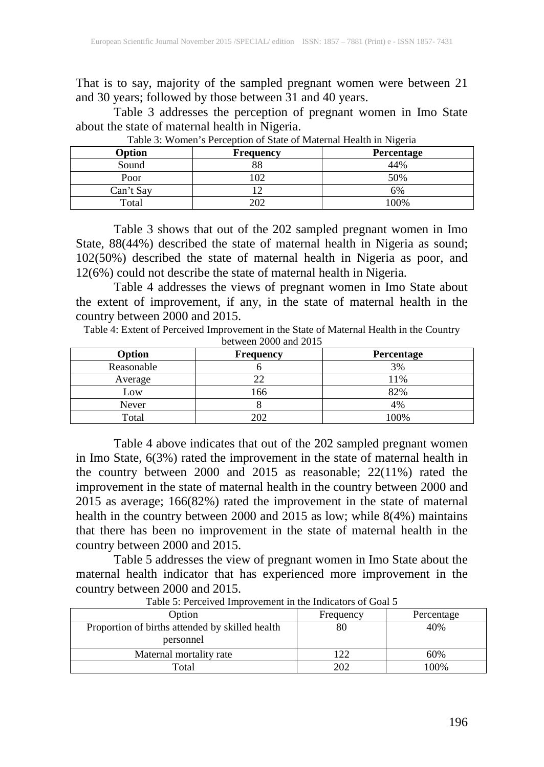That is to say, majority of the sampled pregnant women were between 21 and 30 years; followed by those between 31 and 40 years.

Table 3 addresses the perception of pregnant women in Imo State about the state of maternal health in Nigeria.

Table 3: Women's Perception of State of Maternal Health in Nigeria

| Option | Frequency | Percentage |
|---|---|---|
| Sound | 88 | 44% |
| Poor | 102 | 50% |
| Can't Say | 12 | 6% |
| Total | 202 | 100% |

Table 3 shows that out of the 202 sampled pregnant women in Imo State, 88(44%) described the state of maternal health in Nigeria as sound; 102(50%) described the state of maternal health in Nigeria as poor, and 12(6%) could not describe the state of maternal health in Nigeria.

Table 4 addresses the views of pregnant women in Imo State about the extent of improvement, if any, in the state of maternal health in the country between 2000 and 2015.

Table 4: Extent of Perceived Improvement in the State of Maternal Health in the Country between 2000 and 2015

| Option | Frequency | Percentage |
|---|---|---|
| Reasonable | 6 | 3% |
| Average | 22 | 11% |
| Low | 166 | 82% |
| Never | 8 | 4% |
| Total | 202 | 100% |

Table 4 above indicates that out of the 202 sampled pregnant women in Imo State, 6(3%) rated the improvement in the state of maternal health in the country between 2000 and 2015 as reasonable; 22(11%) rated the improvement in the state of maternal health in the country between 2000 and 2015 as average; 166(82%) rated the improvement in the state of maternal health in the country between 2000 and 2015 as low; while 8(4%) maintains that there has been no improvement in the state of maternal health in the country between 2000 and 2015.

Table 5 addresses the view of pregnant women in Imo State about the maternal health indicator that has experienced more improvement in the country between 2000 and 2015.

Table 5: Perceived Improvement in the Indicators of Goal 5

| Option | Frequency | Percentage |
|---|---|---|
| Proportion of births attended by skilled health personnel | 80 | 40% |
| Maternal mortality rate | 122 | 60% |
| Total | 202 | 100% |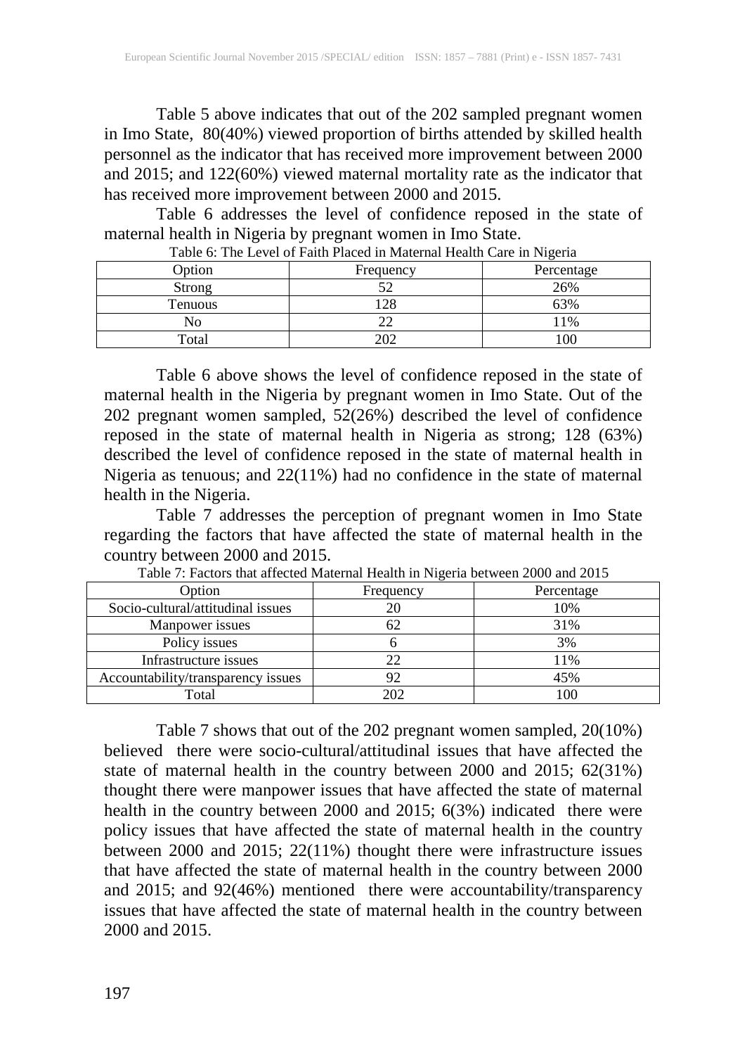Table 5 above indicates that out of the 202 sampled pregnant women in Imo State, 80(40%) viewed proportion of births attended by skilled health personnel as the indicator that has received more improvement between 2000 and 2015; and 122(60%) viewed maternal mortality rate as the indicator that has received more improvement between 2000 and 2015.

Table 6 addresses the level of confidence reposed in the state of maternal health in Nigeria by pregnant women in Imo State.

Table 6: The Level of Faith Placed in Maternal Health Care in Nigeria

| Option | Frequency | Percentage |
|---|---|---|
| Strong | 52 | 26% |
| Tenuous | 128 | 63% |
| No | 22 | 11% |
| Total | 202 | 100 |

Table 6 above shows the level of confidence reposed in the state of maternal health in the Nigeria by pregnant women in Imo State. Out of the 202 pregnant women sampled, 52(26%) described the level of confidence reposed in the state of maternal health in Nigeria as strong; 128 (63%) described the level of confidence reposed in the state of maternal health in Nigeria as tenuous; and 22(11%) had no confidence in the state of maternal health in the Nigeria.

Table 7 addresses the perception of pregnant women in Imo State regarding the factors that have affected the state of maternal health in the country between 2000 and 2015.

Table 7: Factors that affected Maternal Health in Nigeria between 2000 and 2015

| Option | Frequency | Percentage |
|---|---|---|
| Socio-cultural/attitudinal issues | 20 | 10% |
| Manpower issues | 62 | 31% |
| Policy issues | 6 | 3% |
| Infrastructure issues | 22 | 11% |
| Accountability/transparency issues | 92 | 45% |
| Total | 202 | 100 |

Table 7 shows that out of the 202 pregnant women sampled, 20(10%) believed there were socio-cultural/attitudinal issues that have affected the state of maternal health in the country between 2000 and 2015; 62(31%) thought there were manpower issues that have affected the state of maternal health in the country between 2000 and 2015; 6(3%) indicated there were policy issues that have affected the state of maternal health in the country between 2000 and 2015; 22(11%) thought there were infrastructure issues that have affected the state of maternal health in the country between 2000 and 2015; and 92(46%) mentioned there were accountability/transparency issues that have affected the state of maternal health in the country between 2000 and 2015.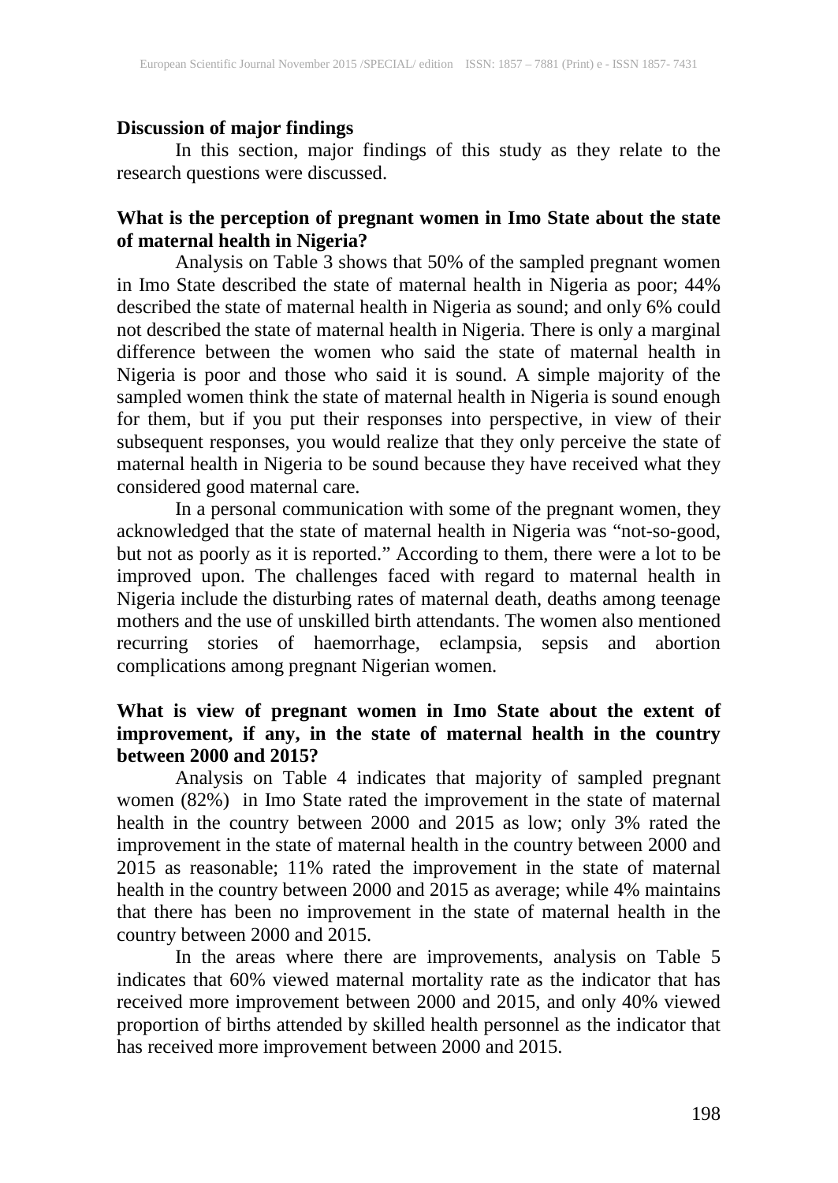## Discussion of major findings

In this section, major findings of this study as they relate to the research questions were discussed.

### What is the perception of pregnant women in Imo State about the state of maternal health in Nigeria?

Analysis on Table 3 shows that 50% of the sampled pregnant women in Imo State described the state of maternal health in Nigeria as poor; 44% described the state of maternal health in Nigeria as sound; and only 6% could not described the state of maternal health in Nigeria. There is only a marginal difference between the women who said the state of maternal health in Nigeria is poor and those who said it is sound. A simple majority of the sampled women think the state of maternal health in Nigeria is sound enough for them, but if you put their responses into perspective, in view of their subsequent responses, you would realize that they only perceive the state of maternal health in Nigeria to be sound because they have received what they considered good maternal care.

In a personal communication with some of the pregnant women, they acknowledged that the state of maternal health in Nigeria was "not-so-good, but not as poorly as it is reported." According to them, there were a lot to be improved upon. The challenges faced with regard to maternal health in Nigeria include the disturbing rates of maternal death, deaths among teenage mothers and the use of unskilled birth attendants. The women also mentioned recurring stories of haemorrhage, eclampsia, sepsis and abortion complications among pregnant Nigerian women.

### What is view of pregnant women in Imo State about the extent of improvement, if any, in the state of maternal health in the country between 2000 and 2015?

Analysis on Table 4 indicates that majority of sampled pregnant women (82%) in Imo State rated the improvement in the state of maternal health in the country between 2000 and 2015 as low; only 3% rated the improvement in the state of maternal health in the country between 2000 and 2015 as reasonable; 11% rated the improvement in the state of maternal health in the country between 2000 and 2015 as average; while 4% maintains that there has been no improvement in the state of maternal health in the country between 2000 and 2015.

In the areas where there are improvements, analysis on Table 5 indicates that 60% viewed maternal mortality rate as the indicator that has received more improvement between 2000 and 2015, and only 40% viewed proportion of births attended by skilled health personnel as the indicator that has received more improvement between 2000 and 2015.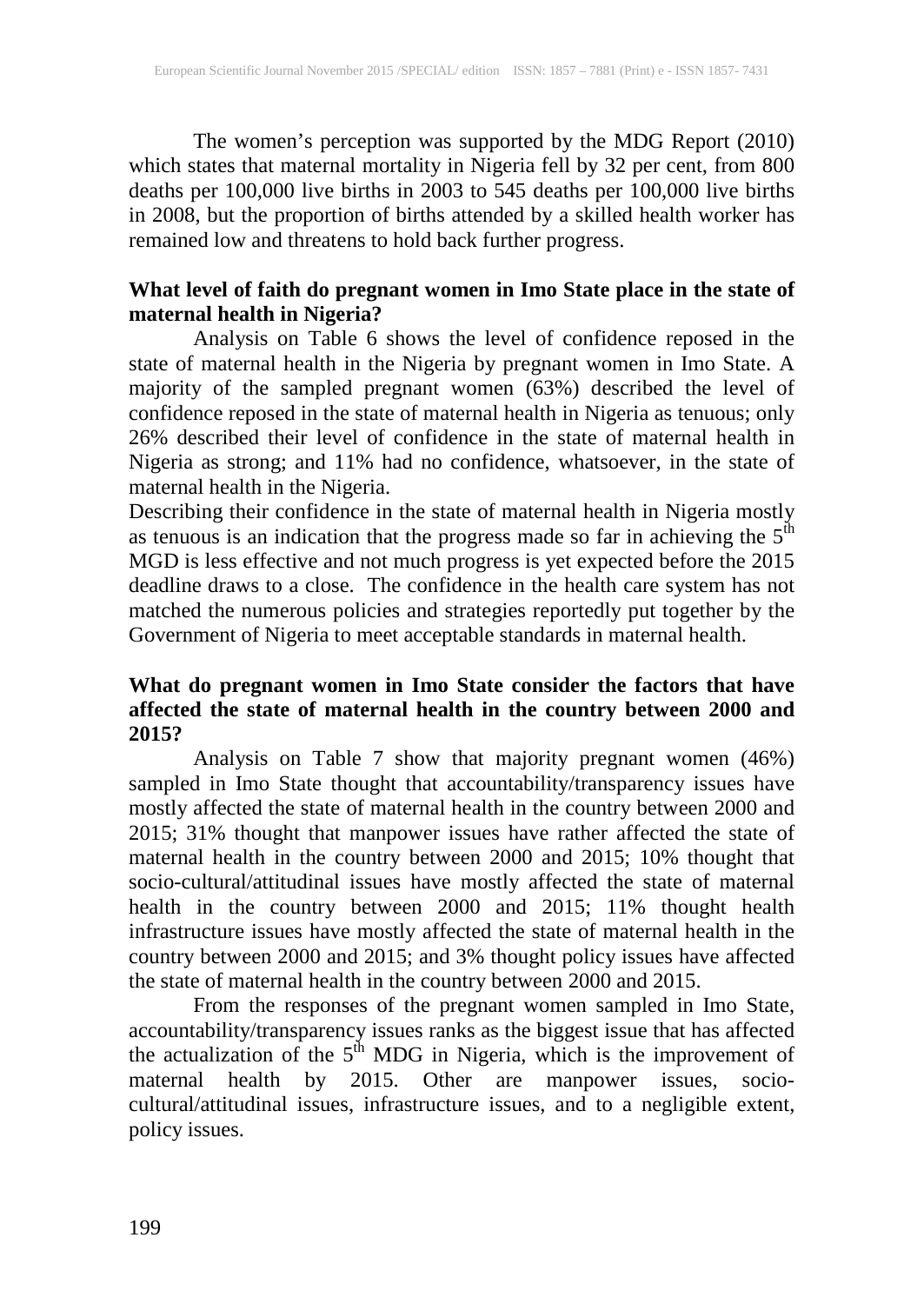The women's perception was supported by the MDG Report (2010) which states that maternal mortality in Nigeria fell by 32 per cent, from 800 deaths per 100,000 live births in 2003 to 545 deaths per 100,000 live births in 2008, but the proportion of births attended by a skilled health worker has remained low and threatens to hold back further progress.

**What level of faith do pregnant women in Imo State place in the state of maternal health in Nigeria?**

Analysis on Table 6 shows the level of confidence reposed in the state of maternal health in the Nigeria by pregnant women in Imo State. A majority of the sampled pregnant women (63%) described the level of confidence reposed in the state of maternal health in Nigeria as tenuous; only 26% described their level of confidence in the state of maternal health in Nigeria as strong; and 11% had no confidence, whatsoever, in the state of maternal health in the Nigeria.

Describing their confidence in the state of maternal health in Nigeria mostly as tenuous is an indication that the progress made so far in achieving the 5th MGD is less effective and not much progress is yet expected before the 2015 deadline draws to a close. The confidence in the health care system has not matched the numerous policies and strategies reportedly put together by the Government of Nigeria to meet acceptable standards in maternal health.

**What do pregnant women in Imo State consider the factors that have affected the state of maternal health in the country between 2000 and 2015?**

Analysis on Table 7 show that majority pregnant women (46%) sampled in Imo State thought that accountability/transparency issues have mostly affected the state of maternal health in the country between 2000 and 2015; 31% thought that manpower issues have rather affected the state of maternal health in the country between 2000 and 2015; 10% thought that socio-cultural/attitudinal issues have mostly affected the state of maternal health in the country between 2000 and 2015; 11% thought health infrastructure issues have mostly affected the state of maternal health in the country between 2000 and 2015; and 3% thought policy issues have affected the state of maternal health in the country between 2000 and 2015.

From the responses of the pregnant women sampled in Imo State, accountability/transparency issues ranks as the biggest issue that has affected the actualization of the 5th MDG in Nigeria, which is the improvement of maternal health by 2015. Other are manpower issues, socio-cultural/attitudinal issues, infrastructure issues, and to a negligible extent, policy issues.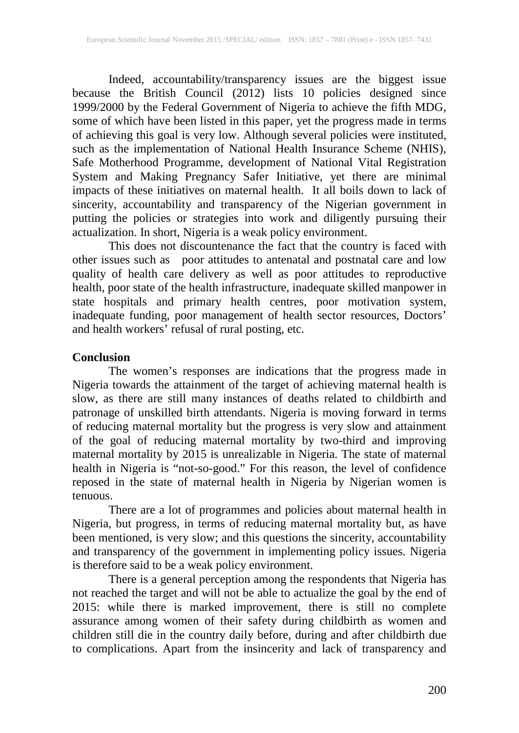Indeed, accountability/transparency issues are the biggest issue because the British Council (2012) lists 10 policies designed since 1999/2000 by the Federal Government of Nigeria to achieve the fifth MDG, some of which have been listed in this paper, yet the progress made in terms of achieving this goal is very low. Although several policies were instituted, such as the implementation of National Health Insurance Scheme (NHIS), Safe Motherhood Programme, development of National Vital Registration System and Making Pregnancy Safer Initiative, yet there are minimal impacts of these initiatives on maternal health. It all boils down to lack of sincerity, accountability and transparency of the Nigerian government in putting the policies or strategies into work and diligently pursuing their actualization. In short, Nigeria is a weak policy environment.

This does not discountenance the fact that the country is faced with other issues such as poor attitudes to antenatal and postnatal care and low quality of health care delivery as well as poor attitudes to reproductive health, poor state of the health infrastructure, inadequate skilled manpower in state hospitals and primary health centres, poor motivation system, inadequate funding, poor management of health sector resources, Doctors' and health workers' refusal of rural posting, etc.

**Conclusion**

The women's responses are indications that the progress made in Nigeria towards the attainment of the target of achieving maternal health is slow, as there are still many instances of deaths related to childbirth and patronage of unskilled birth attendants. Nigeria is moving forward in terms of reducing maternal mortality but the progress is very slow and attainment of the goal of reducing maternal mortality by two-third and improving maternal mortality by 2015 is unrealizable in Nigeria. The state of maternal health in Nigeria is "not-so-good." For this reason, the level of confidence reposed in the state of maternal health in Nigeria by Nigerian women is tenuous.

There are a lot of programmes and policies about maternal health in Nigeria, but progress, in terms of reducing maternal mortality but, as have been mentioned, is very slow; and this questions the sincerity, accountability and transparency of the government in implementing policy issues. Nigeria is therefore said to be a weak policy environment.

There is a general perception among the respondents that Nigeria has not reached the target and will not be able to actualize the goal by the end of 2015: while there is marked improvement, there is still no complete assurance among women of their safety during childbirth as women and children still die in the country daily before, during and after childbirth due to complications. Apart from the insincerity and lack of transparency and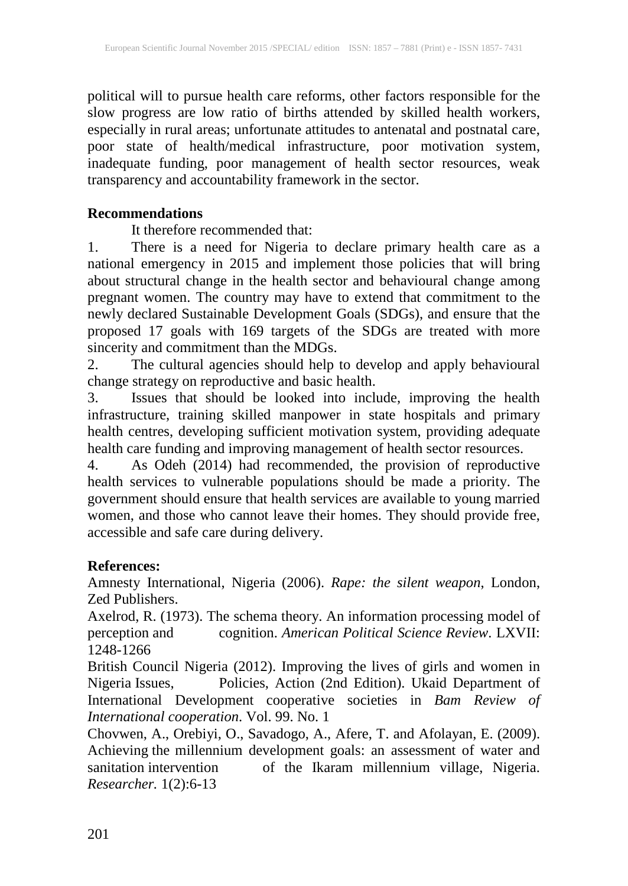political will to pursue health care reforms, other factors responsible for the slow progress are low ratio of births attended by skilled health workers, especially in rural areas; unfortunate attitudes to antenatal and postnatal care, poor state of health/medical infrastructure, poor motivation system, inadequate funding, poor management of health sector resources, weak transparency and accountability framework in the sector.

**Recommendations**

It therefore recommended that:

1. There is a need for Nigeria to declare primary health care as a national emergency in 2015 and implement those policies that will bring about structural change in the health sector and behavioural change among pregnant women. The country may have to extend that commitment to the newly declared Sustainable Development Goals (SDGs), and ensure that the proposed 17 goals with 169 targets of the SDGs are treated with more sincerity and commitment than the MDGs.
2. The cultural agencies should help to develop and apply behavioural change strategy on reproductive and basic health.
3. Issues that should be looked into include, improving the health infrastructure, training skilled manpower in state hospitals and primary health centres, developing sufficient motivation system, providing adequate health care funding and improving management of health sector resources.
4. As Odeh (2014) had recommended, the provision of reproductive health services to vulnerable populations should be made a priority. The government should ensure that health services are available to young married women, and those who cannot leave their homes. They should provide free, accessible and safe care during delivery.

**References:**

Amnesty International, Nigeria (2006). *Rape: the silent weapon*, London, Zed Publishers.

Axelrod, R. (1973). The schema theory. An information processing model of perception and cognition. *American Political Science Review*. LXVII: 1248-1266

British Council Nigeria (2012). Improving the lives of girls and women in Nigeria Issues, Policies, Action (2nd Edition). Ukaid Department of International Development cooperative societies in *Bam Review of International cooperation.* Vol. 99. No. 1

Chovwen, A., Orebiyi, O., Savadogo, A., Afere, T. and Afolayan, E. (2009). Achieving the millennium development goals: an assessment of water and sanitation intervention of the Ikaram millennium village, Nigeria. *Researcher.* 1(2):6-13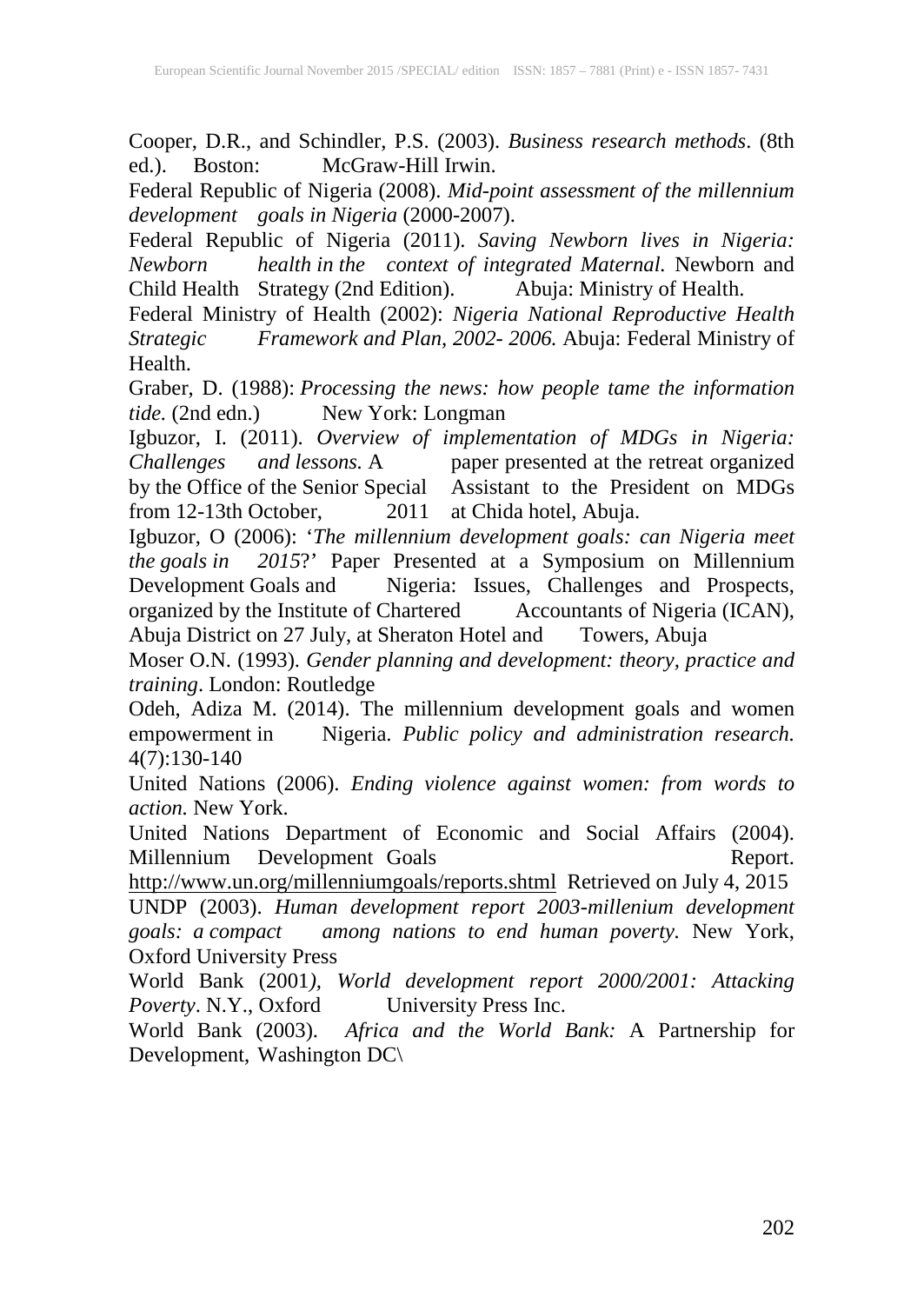Cooper, D.R., and Schindler, P.S. (2003). *Business research methods*. (8th ed.). Boston: McGraw-Hill Irwin.

Federal Republic of Nigeria (2008). *Mid-point assessment of the millennium development goals in Nigeria* (2000-2007).

Federal Republic of Nigeria (2011). *Saving Newborn lives in Nigeria: Newborn health in the context of integrated Maternal.* Newborn and Child Health Strategy (2nd Edition). Abuja: Ministry of Health.

Federal Ministry of Health (2002): *Nigeria National Reproductive Health Strategic Framework and Plan, 2002- 2006.* Abuja: Federal Ministry of Health.

Graber, D. (1988): *Processing the news: how people tame the information tide.* (2nd edn.) New York: Longman

Igbuzor, I. (2011). *Overview of implementation of MDGs in Nigeria: Challenges and lessons.* A paper presented at the retreat organized by the Office of the Senior Special Assistant to the President on MDGs from 12-13th October, 2011 at Chida hotel, Abuja.

Igbuzor, O (2006): '*The millennium development goals: can Nigeria meet the goals in 2015*?' Paper Presented at a Symposium on Millennium Development Goals and Nigeria: Issues, Challenges and Prospects, organized by the Institute of Chartered Accountants of Nigeria (ICAN), Abuja District on 27 July, at Sheraton Hotel and Towers, Abuja

Moser O.N. (1993). *Gender planning and development: theory, practice and training*. London: Routledge

Odeh, Adiza M. (2014). The millennium development goals and women empowerment in Nigeria. *Public policy and administration research.* 4(7):130-140

United Nations (2006). *Ending violence against women: from words to action.* New York.

United Nations Department of Economic and Social Affairs (2004). Millennium Development Goals Report. http://www.un.org/millenniumgoals/reports.shtml Retrieved on July 4, 2015

UNDP (2003). *Human development report 2003-millenium development goals: a compact among nations to end human poverty.* New York, Oxford University Press

World Bank (2001*), World development report 2000/2001: Attacking Poverty*. N.Y., Oxford University Press Inc.

World Bank (2003). *Africa and the World Bank:* A Partnership for Development, Washington DC\